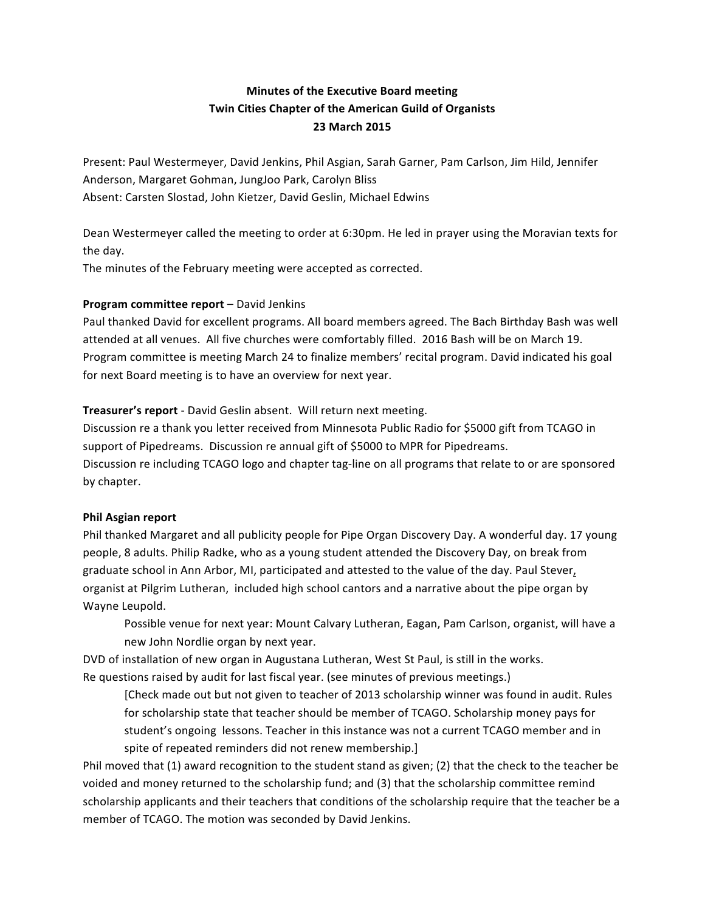**Minutes of the Executive Board meeting**
**Twin Cities Chapter of the American Guild of Organists**
**23 March 2015**

Present: Paul Westermeyer, David Jenkins, Phil Asgian, Sarah Garner, Pam Carlson, Jim Hild, Jennifer Anderson, Margaret Gohman, JungJoo Park, Carolyn Bliss
Absent: Carsten Slostad, John Kietzer, David Geslin, Michael Edwins

Dean Westermeyer called the meeting to order at 6:30pm. He led in prayer using the Moravian texts for the day.
The minutes of the February meeting were accepted as corrected.

**Program committee report** – David Jenkins
Paul thanked David for excellent programs. All board members agreed. The Bach Birthday Bash was well attended at all venues. All five churches were comfortably filled. 2016 Bash will be on March 19. Program committee is meeting March 24 to finalize members' recital program. David indicated his goal for next Board meeting is to have an overview for next year.

**Treasurer's report** - David Geslin absent. Will return next meeting.
Discussion re a thank you letter received from Minnesota Public Radio for $5000 gift from TCAGO in support of Pipedreams. Discussion re annual gift of $5000 to MPR for Pipedreams.
Discussion re including TCAGO logo and chapter tag-line on all programs that relate to or are sponsored by chapter.

**Phil Asgian report**
Phil thanked Margaret and all publicity people for Pipe Organ Discovery Day. A wonderful day. 17 young people, 8 adults. Philip Radke, who as a young student attended the Discovery Day, on break from graduate school in Ann Arbor, MI, participated and attested to the value of the day. Paul Stever, organist at Pilgrim Lutheran, included high school cantors and a narrative about the pipe organ by Wayne Leupold.

> Possible venue for next year: Mount Calvary Lutheran, Eagan, Pam Carlson, organist, will have a new John Nordlie organ by next year.

DVD of installation of new organ in Augustana Lutheran, West St Paul, is still in the works.
Re questions raised by audit for last fiscal year. (see minutes of previous meetings.)

> [Check made out but not given to teacher of 2013 scholarship winner was found in audit. Rules for scholarship state that teacher should be member of TCAGO. Scholarship money pays for student's ongoing lessons. Teacher in this instance was not a current TCAGO member and in spite of repeated reminders did not renew membership.]

Phil moved that (1) award recognition to the student stand as given; (2) that the check to the teacher be voided and money returned to the scholarship fund; and (3) that the scholarship committee remind scholarship applicants and their teachers that conditions of the scholarship require that the teacher be a member of TCAGO. The motion was seconded by David Jenkins.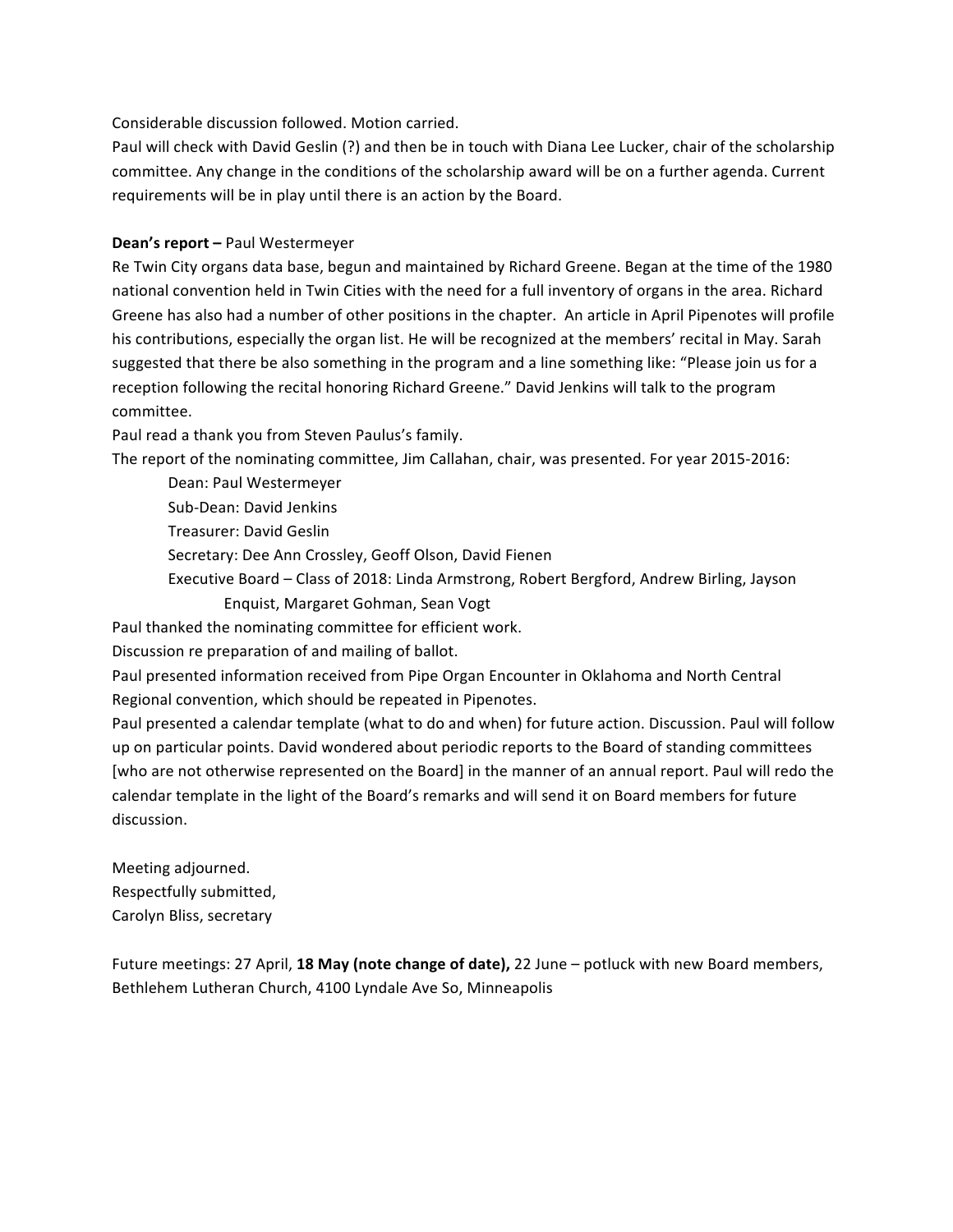Considerable discussion followed. Motion carried.
Paul will check with David Geslin (?) and then be in touch with Diana Lee Lucker, chair of the scholarship committee. Any change in the conditions of the scholarship award will be on a further agenda. Current requirements will be in play until there is an action by the Board.

**Dean's report –** Paul Westermeyer
Re Twin City organs data base, begun and maintained by Richard Greene. Began at the time of the 1980 national convention held in Twin Cities with the need for a full inventory of organs in the area. Richard Greene has also had a number of other positions in the chapter. An article in April Pipenotes will profile his contributions, especially the organ list. He will be recognized at the members' recital in May. Sarah suggested that there be also something in the program and a line something like: "Please join us for a reception following the recital honoring Richard Greene." David Jenkins will talk to the program committee.
Paul read a thank you from Steven Paulus's family.
The report of the nominating committee, Jim Callahan, chair, was presented. For year 2015-2016:

- Dean: Paul Westermeyer
- Sub-Dean: David Jenkins
- Treasurer: David Geslin
- Secretary: Dee Ann Crossley, Geoff Olson, David Fienen
- Executive Board – Class of 2018: Linda Armstrong, Robert Bergford, Andrew Birling, Jayson Enquist, Margaret Gohman, Sean Vogt

Paul thanked the nominating committee for efficient work.
Discussion re preparation of and mailing of ballot.
Paul presented information received from Pipe Organ Encounter in Oklahoma and North Central Regional convention, which should be repeated in Pipenotes.
Paul presented a calendar template (what to do and when) for future action. Discussion. Paul will follow up on particular points. David wondered about periodic reports to the Board of standing committees [who are not otherwise represented on the Board] in the manner of an annual report. Paul will redo the calendar template in the light of the Board's remarks and will send it on Board members for future discussion.

Meeting adjourned.
Respectfully submitted,
Carolyn Bliss, secretary

Future meetings: 27 April, **18 May (note change of date),** 22 June – potluck with new Board members, Bethlehem Lutheran Church, 4100 Lyndale Ave So, Minneapolis